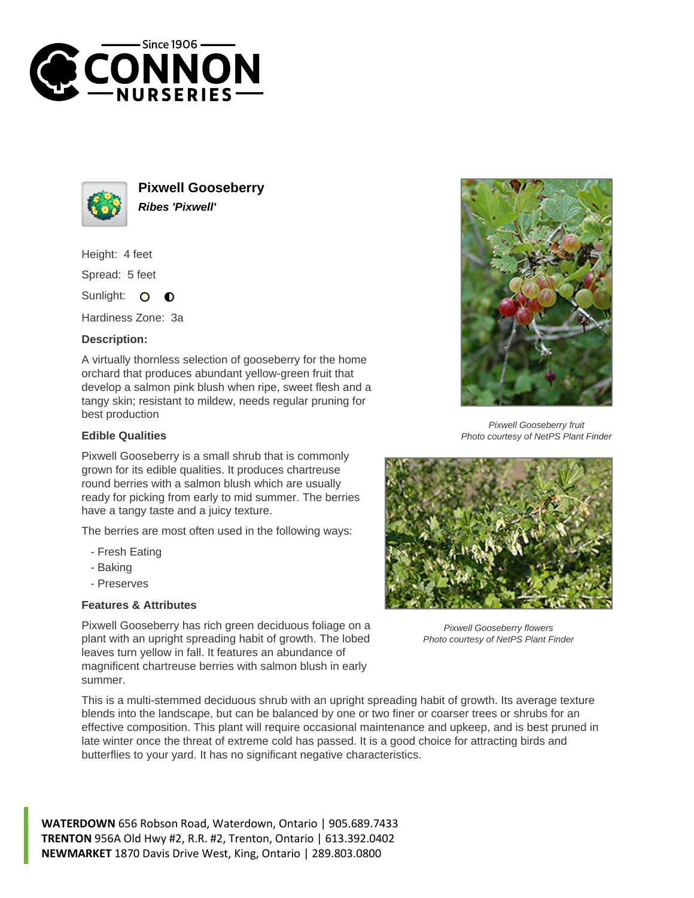# Pixwell Gooseberry

***Ribes 'Pixwell'***

Height: 4 feet

Spread: 5 feet

Sunlight:

Hardiness Zone: 3a

### Description:

A virtually thornless selection of gooseberry for the home orchard that produces abundant yellow-green fruit that develop a salmon pink blush when ripe, sweet flesh and a tangy skin; resistant to mildew, needs regular pruning for best production

### Edible Qualities

Pixwell Gooseberry is a small shrub that is commonly grown for its edible qualities. It produces chartreuse round berries with a salmon blush which are usually ready for picking from early to mid summer. The berries have a tangy taste and a juicy texture.

The berries are most often used in the following ways:

- Fresh Eating
- Baking
- Preserves

### Features & Attributes

Pixwell Gooseberry has rich green deciduous foliage on a plant with an upright spreading habit of growth. The lobed leaves turn yellow in fall. It features an abundance of magnificent chartreuse berries with salmon blush in early summer.

This is a multi-stemmed deciduous shrub with an upright spreading habit of growth. Its average texture blends into the landscape, but can be balanced by one or two finer or coarser trees or shrubs for an effective composition. This plant will require occasional maintenance and upkeep, and is best pruned in late winter once the threat of extreme cold has passed. It is a good choice for attracting birds and butterflies to your yard. It has no significant negative characteristics.

*Pixwell Gooseberry fruit*
*Photo courtesy of NetPS Plant Finder*

*Pixwell Gooseberry flowers*
*Photo courtesy of NetPS Plant Finder*

**WATERDOWN** 656 Robson Road, Waterdown, Ontario | 905.689.7433
**TRENTON** 956A Old Hwy #2, R.R. #2, Trenton, Ontario | 613.392.0402
**NEWMARKET** 1870 Davis Drive West, King, Ontario | 289.803.0800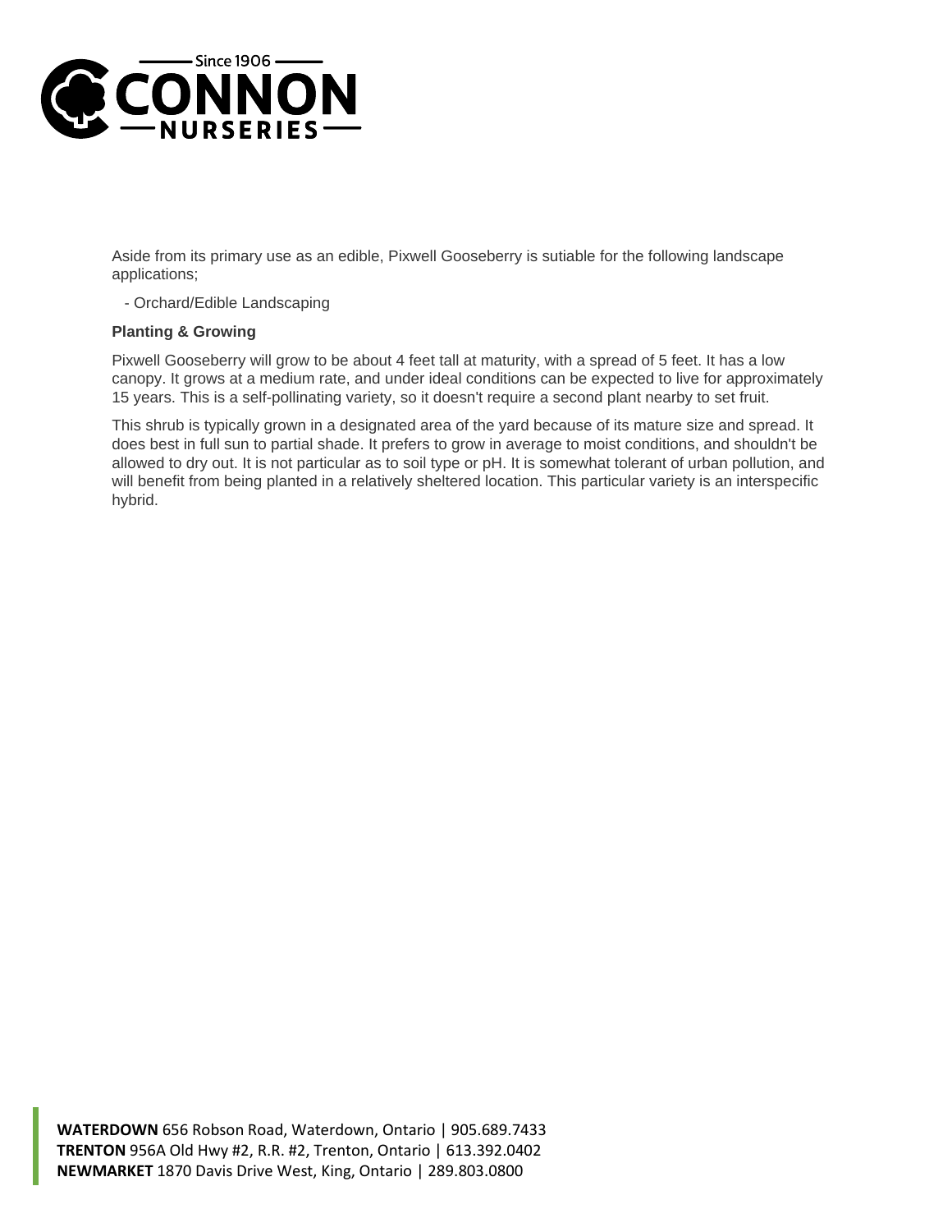Aside from its primary use as an edible, Pixwell Gooseberry is sutiable for the following landscape applications;

- Orchard/Edible Landscaping

**Planting & Growing**

Pixwell Gooseberry will grow to be about 4 feet tall at maturity, with a spread of 5 feet. It has a low canopy. It grows at a medium rate, and under ideal conditions can be expected to live for approximately 15 years. This is a self-pollinating variety, so it doesn't require a second plant nearby to set fruit.

This shrub is typically grown in a designated area of the yard because of its mature size and spread. It does best in full sun to partial shade. It prefers to grow in average to moist conditions, and shouldn't be allowed to dry out. It is not particular as to soil type or pH. It is somewhat tolerant of urban pollution, and will benefit from being planted in a relatively sheltered location. This particular variety is an interspecific hybrid.